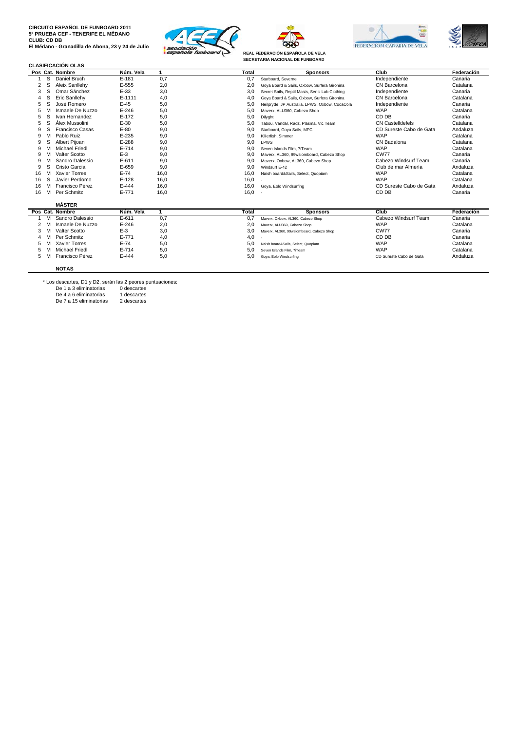**CIRCUITO ESPAÑOL DE FUNBOARD 2011**
**5ª PRUEBA CEF - TENERIFE EL MÉDANO**
**CLUB: CD DB**
**El Médano - Granadilla de Abona, 23 y 24 de Julio**

**REAL FEDERACIÓN ESPAÑOLA DE VELA**
**SECRETARIA NACIONAL DE FUNBOARD**

**CLASIFICACIÓN OLAS**

| Pos | Cat. | Nombre | Núm. Vela | 1 | Total | Sponsors | Club | Federación |
|---|---|---|---|---|---|---|---|---|
| 1 | S | Daniel Bruch | E-181 | 0,7 | 0,7 | Starboard, Severne | Independiente | Canaria |
| 2 | S | Aleix Sanllehy | E-555 | 2,0 | 2,0 | Goya Board & Sails, Oxbow, Surfera Gironina | CN Barcelona | Catalana |
| 3 | S | Omar Sánchez | E-33 | 3,0 | 3,0 | Secret Sails, Reptil Masts, Sensi Lab Clothing | Independiente | Canaria |
| 4 | S | Eric Sanllehy | E-1111 | 4,0 | 4,0 | Goya Board & Sails, Oxbow, Surfera Gironina | CN Barcelona | Catalana |
| 5 | S | José Romero | E-45 | 5,0 | 5,0 | Neilpryde, JP Australia, LPWS, Oxbow, CocaCola | Independiente | Canaria |
| 5 | M | Ismaele De Nuzzo | E-246 | 5,0 | 5,0 | Maverx, ALU360, Cabezo Shop | WAP | Catalana |
| 5 | S | Ivan Hernandez | E-172 | 5,0 | 5,0 | Dilyght | CD DB | Canaria |
| 5 | S | Álex Mussolini | E-30 | 5,0 | 5,0 | Tabou, Vandal, Radz, Plasma, Vic Team | CN Castelldefels | Catalana |
| 9 | S | Francisco Casas | E-80 | 9,0 | 9,0 | Starboard, Goya Sails, MFC | CD Sureste Cabo de Gata | Andaluza |
| 9 | M | Pablo Ruiz | E-235 | 9,0 | 9,0 | Kliierfish, Simmer | WAP | Catalana |
| 9 | S | Albert Pijoan | E-288 | 9,0 | 9,0 | LPWS | CN Badalona | Catalana |
| 9 | M | Michael Friedl | E-714 | 9,0 | 9,0 | Seven Islands Film, 7iTeam | WAP | Catalana |
| 9 | M | Valter Scotto | E-3 | 9,0 | 9,0 | Maverx, AL360, 99wsiomboard, Cabezo Shop | CW77 | Canaria |
| 9 | M | Sandro Dalessio | E-611 | 9,0 | 9,0 | Maverx, Oxbow, AL360, Cabezo Shop | Cabezo Windsurf Team | Canaria |
| 9 | S | Cristo Garcia | E-659 | 9,0 | 9,0 | Windsurf E-42 | Club de mar Almería | Andaluza |
| 16 | M | Xavier Torres | E-74 | 16,0 | 16,0 | Naish board&Sails, Select, Quopiam | WAP | Catalana |
| 16 | S | Javier Perdomo | E-128 | 16,0 | 16,0 | - | WAP | Catalana |
| 16 | M | Francisco Pérez | E-444 | 16,0 | 16,0 | Goya, Eolo Windsurfing | CD Sureste Cabo de Gata | Andaluza |
| 16 | M | Per Schmitz | E-771 | 16,0 | 16,0 | - | CD DB | Canaria |

**MÁSTER**

| Pos | Cat. | Nombre | Núm. Vela | 1 | Total | Sponsors | Club | Federación |
|---|---|---|---|---|---|---|---|---|
| 1 | M | Sandro Dalessio | E-611 | 0,7 | 0,7 | Maverx, Oxbow, AL360, Cabezo Shop | Cabezo Windsurf Team | Canaria |
| 2 | M | Ismaele De Nuzzo | E-246 | 2,0 | 2,0 | Maverx, ALU360, Cabezo Shop | WAP | Catalana |
| 3 | M | Valter Scotto | E-3 | 3,0 | 3,0 | Maverx, AL360, 99wsiomboard, Cabezo Shop | CW77 | Canaria |
| 4 | M | Per Schmitz | E-771 | 4,0 | 4,0 | - | CD DB | Canaria |
| 5 | M | Xavier Torres | E-74 | 5,0 | 5,0 | Naish board&Sails, Select, Quopiam | WAP | Catalana |
| 5 | M | Michael Friedl | E-714 | 5,0 | 5,0 | Seven Islands Film, 7iTeam | WAP | Catalana |
| 5 | M | Francisco Pérez | E-444 | 5,0 | 5,0 | Goya, Eolo Windsurfing | CD Sureste Cabo de Gata | Andaluza |

**NOTAS**

\* Los descartes, D1 y D2, serán las 2 peores puntuaciones:

| | |
|---|---|
| De 1 a 3 eliminatorias | 0 descartes |
| De 4 a 6 eliminatorias | 1 descartes |
| De 7 a 15 eliminatorias | 2 descartes |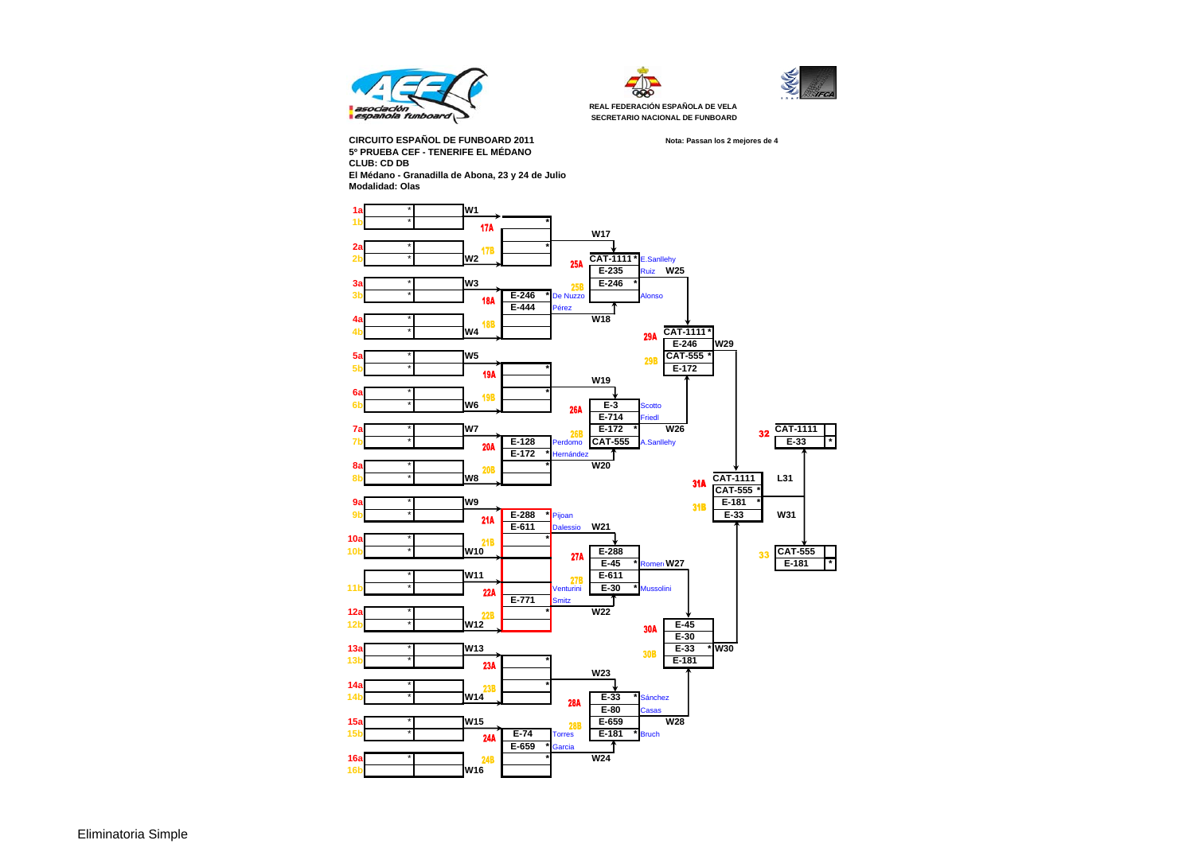REAL FEDERACIÓN ESPAÑOLA DE VELA
SECRETARIO NACIONAL DE FUNBOARD

**CIRCUITO ESPAÑOL DE FUNBOARD 2011**
**5º PRUEBA CEF - TENERIFE EL MÉDANO**
**CLUB: CD DB**
**El Médano - Granadilla de Abona, 23 y 24 de Julio**
**Modalidad: Olas**

**Nota: Passan los 2 mejores de 4**

| Heat | Riders |
| --- | --- |
| 18A | E-246 * (De Nuzzo), E-444 (Pérez) |
| 20A | E-128 (Perdomo), E-172 * (Hernández) |
| 21A | E-288 * (Pijoan), E-611 (Dalessio) |
| 22A | E-771 (Smitz) |
| 24A | E-74 (Torres), E-659 * (Garcia) |
| 25A | CAT-1111 * (E.Sanllehy), E-235 (Ruiz), E-246 *, (Alonso) |
| 26A | E-3 (Scotto), E-714 (Friedl), E-172 *, CAT-555 (A.Sanllehy) |
| 27A | E-288, E-45 * (Romero), E-611, E-30 * (Mussolini), (Venturini) |
| 28A | E-33 * (Sánchez), E-80 (Casas), E-659, E-181 * (Bruch) |
| 29A | CAT-1111 *, E-246, CAT-555 *, E-172 |
| 30A | E-45, E-30, E-33 *, E-181 |
| 31A | CAT-1111, CAT-555 *, E-181 *, E-33 |
| 32 | CAT-1111, E-33 * |
| 33 | CAT-555, E-181 * |

W1, W2, W3, W4, W5, W6, W7, W8, W9, W10, W11, W12, W13, W14, W15, W16, W17, W18, W19, W20, W21, W22, W23, W24, W25, W26, W27, W28, W29, W30, W31, L31

Eliminatoria Simple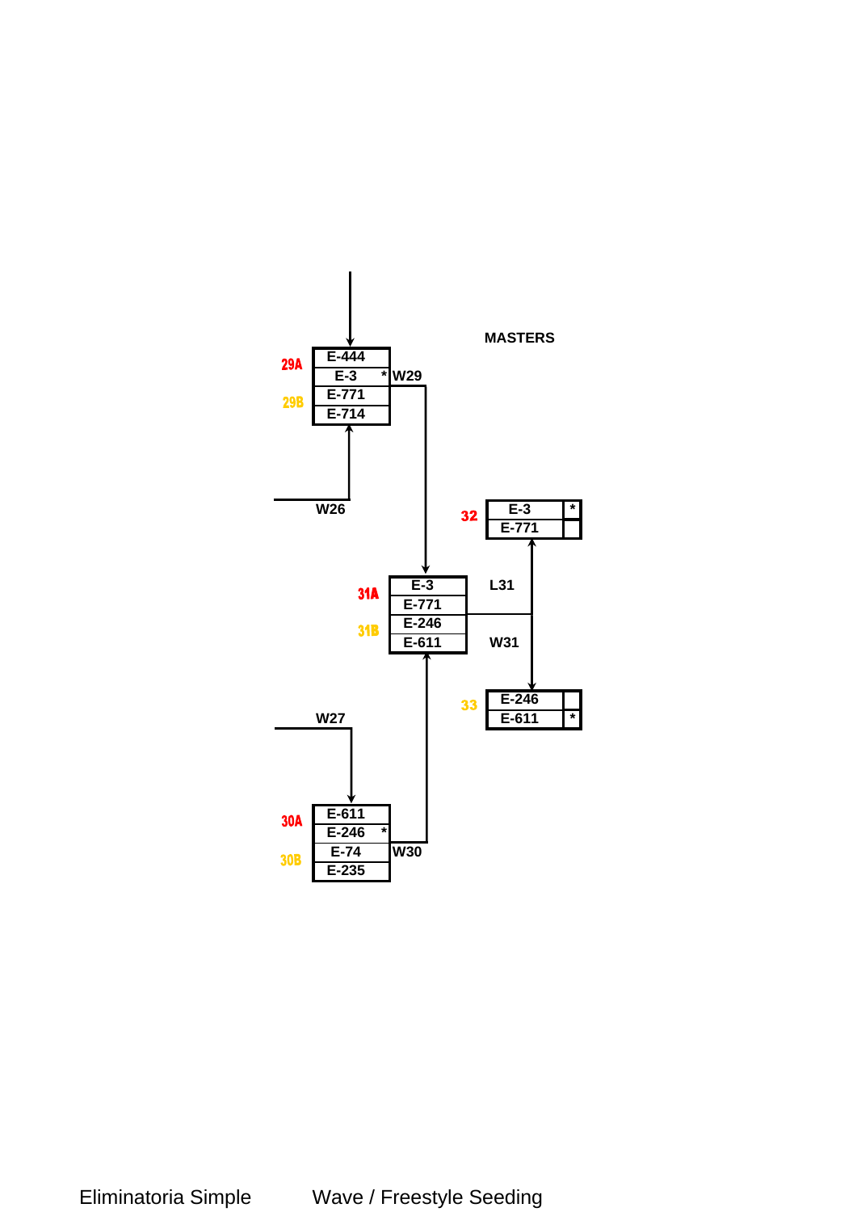MASTERS

29A
E-444
E-3 *
W29

29B
E-771
E-714

W26

32
E-3 *
E-771

31A
E-3
E-771

L31

31B
E-246
E-611

W31

33
E-246
E-611 *

W27

30A
E-611
E-246 *

30B
E-74
E-235

W30

Eliminatoria Simple

Wave / Freestyle Seeding